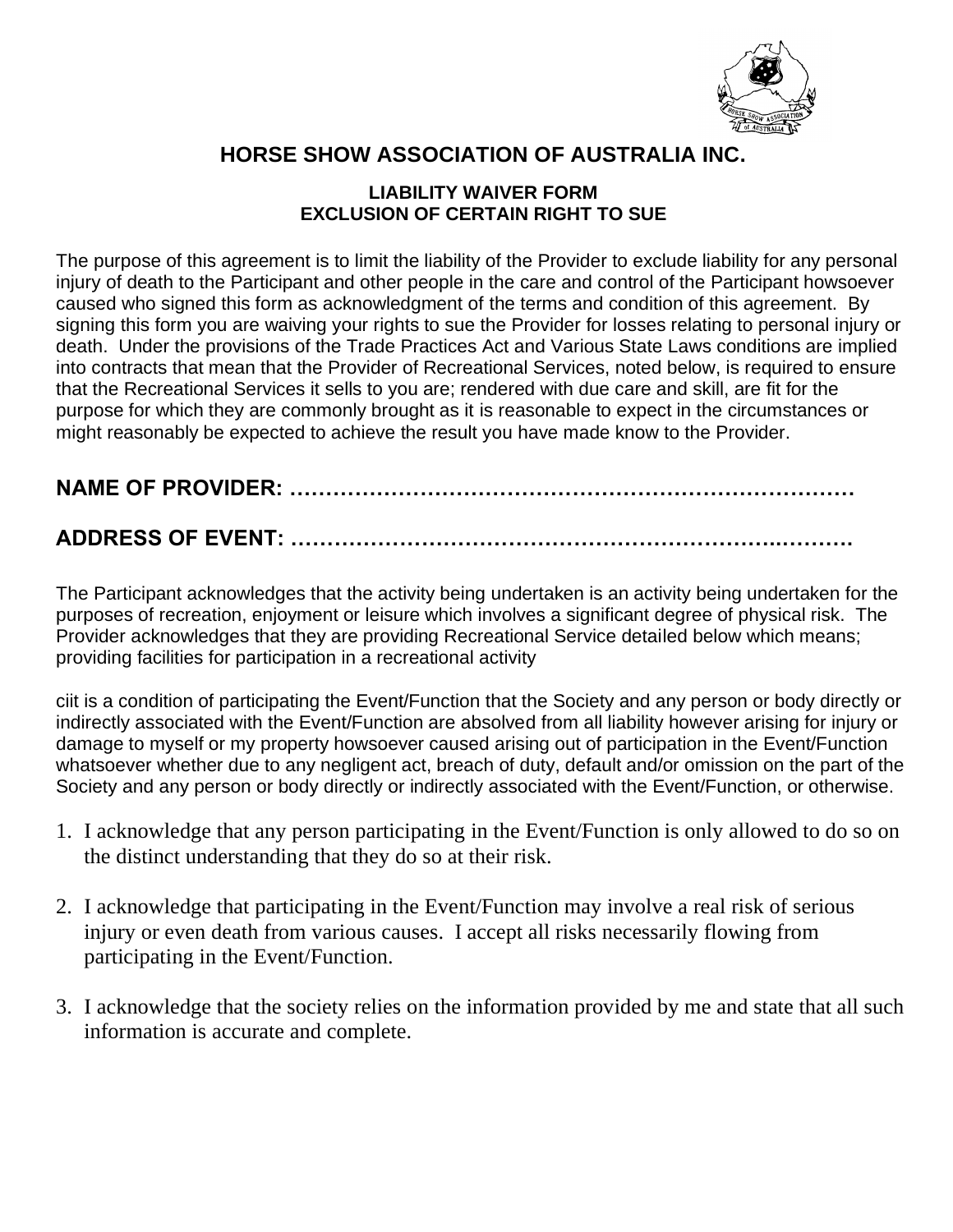# HORSE SHOW ASSOCIATION OF AUSTRALIA INC.

## LIABILITY WAIVER FORM
## EXCLUSION OF CERTAIN RIGHT TO SUE

The purpose of this agreement is to limit the liability of the Provider to exclude liability for any personal injury of death to the Participant and other people in the care and control of the Participant howsoever caused who signed this form as acknowledgment of the terms and condition of this agreement. By signing this form you are waiving your rights to sue the Provider for losses relating to personal injury or death. Under the provisions of the Trade Practices Act and Various State Laws conditions are implied into contracts that mean that the Provider of Recreational Services, noted below, is required to ensure that the Recreational Services it sells to you are; rendered with due care and skill, are fit for the purpose for which they are commonly brought as it is reasonable to expect in the circumstances or might reasonably be expected to achieve the result you have made know to the Provider.

**NAME OF PROVIDER: ……………………………………………………………………**

**ADDRESS OF EVENT: ………………………………………………………..………**

The Participant acknowledges that the activity being undertaken is an activity being undertaken for the purposes of recreation, enjoyment or leisure which involves a significant degree of physical risk. The Provider acknowledges that they are providing Recreational Service detailed below which means; providing facilities for participation in a recreational activity

ciit is a condition of participating the Event/Function that the Society and any person or body directly or indirectly associated with the Event/Function are absolved from all liability however arising for injury or damage to myself or my property howsoever caused arising out of participation in the Event/Function whatsoever whether due to any negligent act, breach of duty, default and/or omission on the part of the Society and any person or body directly or indirectly associated with the Event/Function, or otherwise.

1. I acknowledge that any person participating in the Event/Function is only allowed to do so on the distinct understanding that they do so at their risk.

2. I acknowledge that participating in the Event/Function may involve a real risk of serious injury or even death from various causes. I accept all risks necessarily flowing from participating in the Event/Function.

3. I acknowledge that the society relies on the information provided by me and state that all such information is accurate and complete.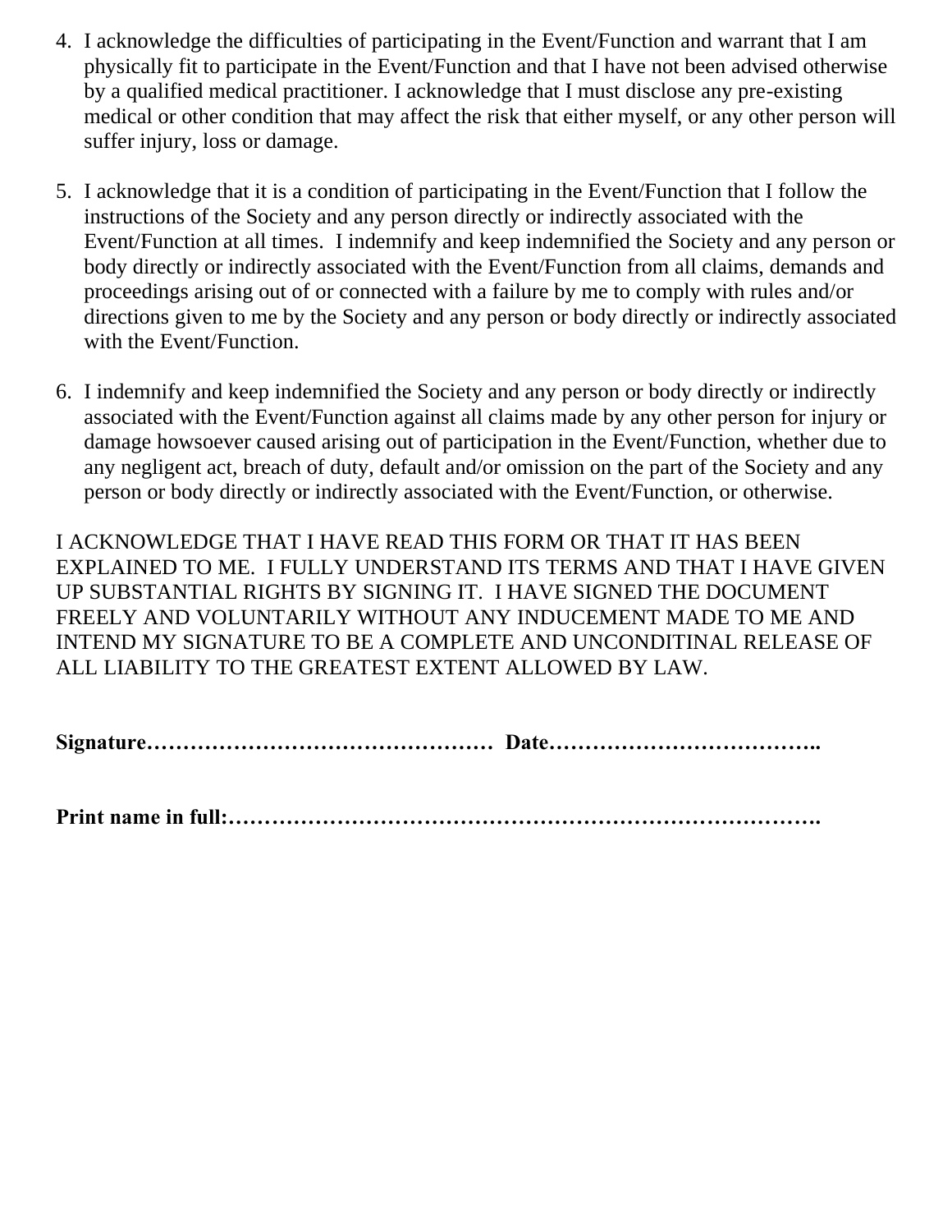4. I acknowledge the difficulties of participating in the Event/Function and warrant that I am physically fit to participate in the Event/Function and that I have not been advised otherwise by a qualified medical practitioner. I acknowledge that I must disclose any pre-existing medical or other condition that may affect the risk that either myself, or any other person will suffer injury, loss or damage.

5. I acknowledge that it is a condition of participating in the Event/Function that I follow the instructions of the Society and any person directly or indirectly associated with the Event/Function at all times. I indemnify and keep indemnified the Society and any person or body directly or indirectly associated with the Event/Function from all claims, demands and proceedings arising out of or connected with a failure by me to comply with rules and/or directions given to me by the Society and any person or body directly or indirectly associated with the Event/Function.

6. I indemnify and keep indemnified the Society and any person or body directly or indirectly associated with the Event/Function against all claims made by any other person for injury or damage howsoever caused arising out of participation in the Event/Function, whether due to any negligent act, breach of duty, default and/or omission on the part of the Society and any person or body directly or indirectly associated with the Event/Function, or otherwise.

I ACKNOWLEDGE THAT I HAVE READ THIS FORM OR THAT IT HAS BEEN EXPLAINED TO ME. I FULLY UNDERSTAND ITS TERMS AND THAT I HAVE GIVEN UP SUBSTANTIAL RIGHTS BY SIGNING IT. I HAVE SIGNED THE DOCUMENT FREELY AND VOLUNTARILY WITHOUT ANY INDUCEMENT MADE TO ME AND INTEND MY SIGNATURE TO BE A COMPLETE AND UNCONDITINAL RELEASE OF ALL LIABILITY TO THE GREATEST EXTENT ALLOWED BY LAW.

**Signature………………………………………… Date………………………………..**

**Print name in full:…………………………………………………………………….**